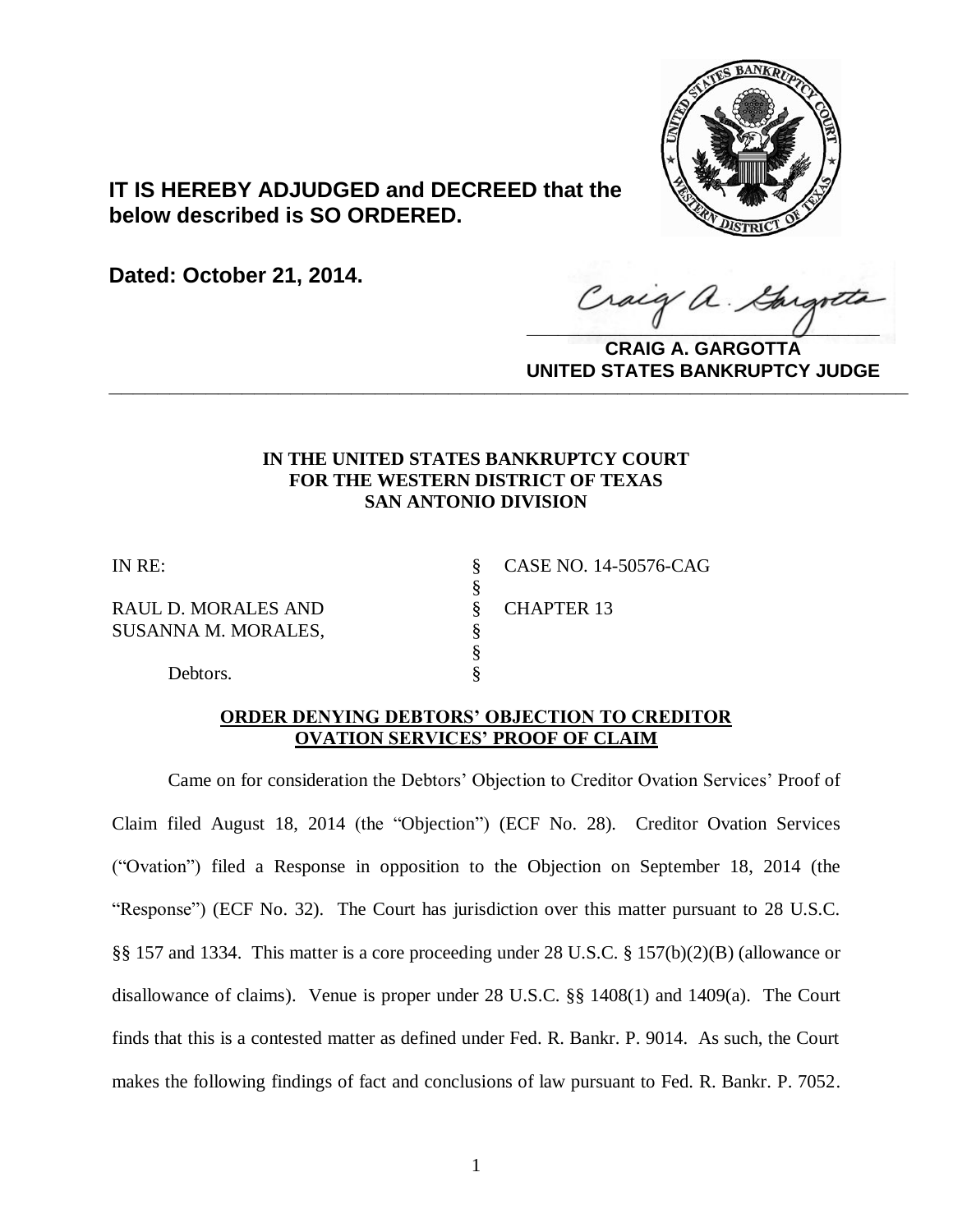**IT IS HEREBY ADJUDGED and DECREED that the below described is SO ORDERED.**

**Dated: October 21, 2014.**

**CRAIG A. GARGOTTA**
**UNITED STATES BANKRUPTCY JUDGE**

---

**IN THE UNITED STATES BANKRUPTCY COURT**
**FOR THE WESTERN DISTRICT OF TEXAS**
**SAN ANTONIO DIVISION**

| | | |
|---|---|---|
| IN RE: | § | CASE NO. 14-50576-CAG |
| | § | |
| RAUL D. MORALES AND | § | CHAPTER 13 |
| SUSANNA M. MORALES, | § | |
| | § | |
| Debtors. | § | |

**ORDER DENYING DEBTORS' OBJECTION TO CREDITOR OVATION SERVICES' PROOF OF CLAIM**

Came on for consideration the Debtors' Objection to Creditor Ovation Services' Proof of Claim filed August 18, 2014 (the "Objection") (ECF No. 28). Creditor Ovation Services ("Ovation") filed a Response in opposition to the Objection on September 18, 2014 (the "Response") (ECF No. 32). The Court has jurisdiction over this matter pursuant to 28 U.S.C. §§ 157 and 1334. This matter is a core proceeding under 28 U.S.C. § 157(b)(2)(B) (allowance or disallowance of claims). Venue is proper under 28 U.S.C. §§ 1408(1) and 1409(a). The Court finds that this is a contested matter as defined under Fed. R. Bankr. P. 9014. As such, the Court makes the following findings of fact and conclusions of law pursuant to Fed. R. Bankr. P. 7052.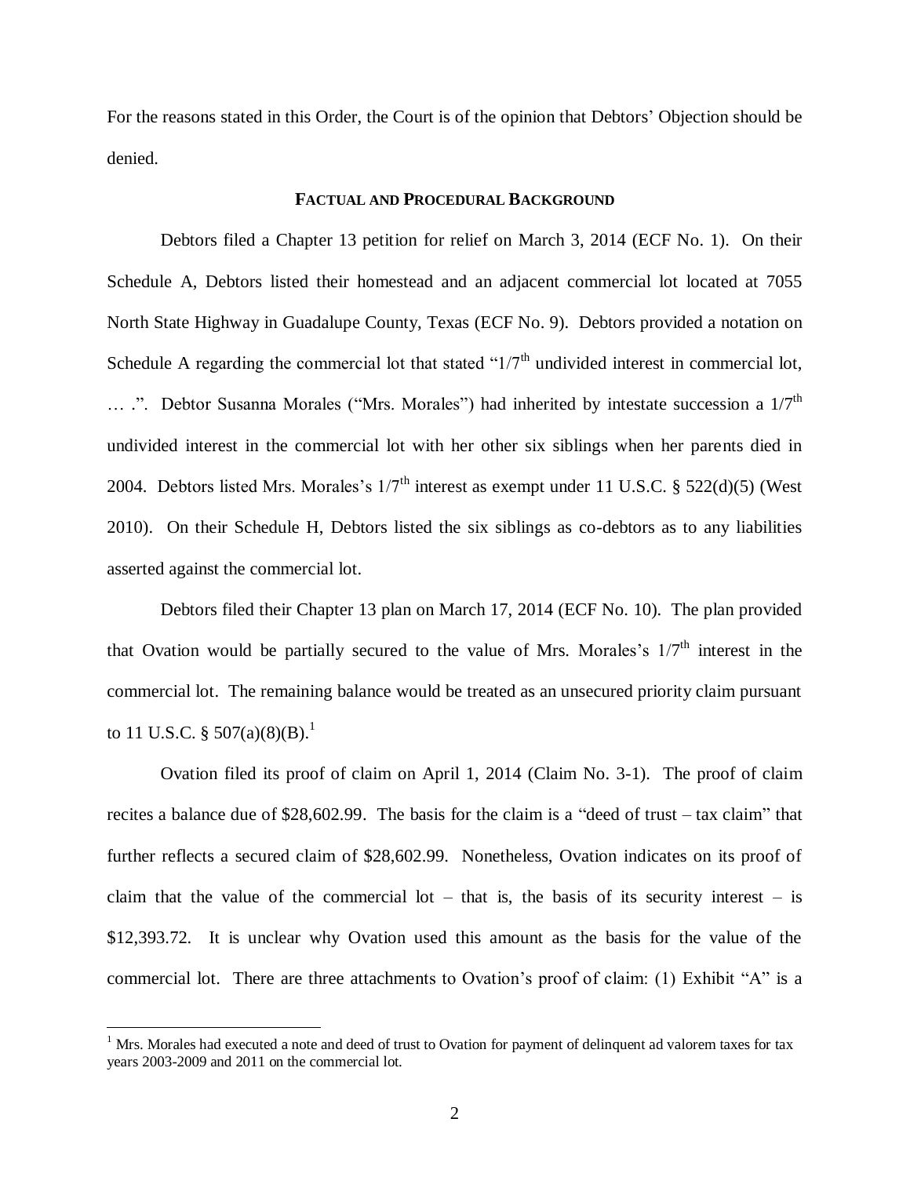For the reasons stated in this Order, the Court is of the opinion that Debtors' Objection should be denied.

## FACTUAL AND PROCEDURAL BACKGROUND

Debtors filed a Chapter 13 petition for relief on March 3, 2014 (ECF No. 1). On their Schedule A, Debtors listed their homestead and an adjacent commercial lot located at 7055 North State Highway in Guadalupe County, Texas (ECF No. 9). Debtors provided a notation on Schedule A regarding the commercial lot that stated "1/7th undivided interest in commercial lot, … .". Debtor Susanna Morales ("Mrs. Morales") had inherited by intestate succession a 1/7th undivided interest in the commercial lot with her other six siblings when her parents died in 2004. Debtors listed Mrs. Morales's 1/7th interest as exempt under 11 U.S.C. § 522(d)(5) (West 2010). On their Schedule H, Debtors listed the six siblings as co-debtors as to any liabilities asserted against the commercial lot.

Debtors filed their Chapter 13 plan on March 17, 2014 (ECF No. 10). The plan provided that Ovation would be partially secured to the value of Mrs. Morales's 1/7th interest in the commercial lot. The remaining balance would be treated as an unsecured priority claim pursuant to 11 U.S.C. § 507(a)(8)(B).[1]

Ovation filed its proof of claim on April 1, 2014 (Claim No. 3-1). The proof of claim recites a balance due of $28,602.99. The basis for the claim is a "deed of trust – tax claim" that further reflects a secured claim of $28,602.99. Nonetheless, Ovation indicates on its proof of claim that the value of the commercial lot – that is, the basis of its security interest – is $12,393.72. It is unclear why Ovation used this amount as the basis for the value of the commercial lot. There are three attachments to Ovation's proof of claim: (1) Exhibit "A" is a

[1] Mrs. Morales had executed a note and deed of trust to Ovation for payment of delinquent ad valorem taxes for tax years 2003-2009 and 2011 on the commercial lot.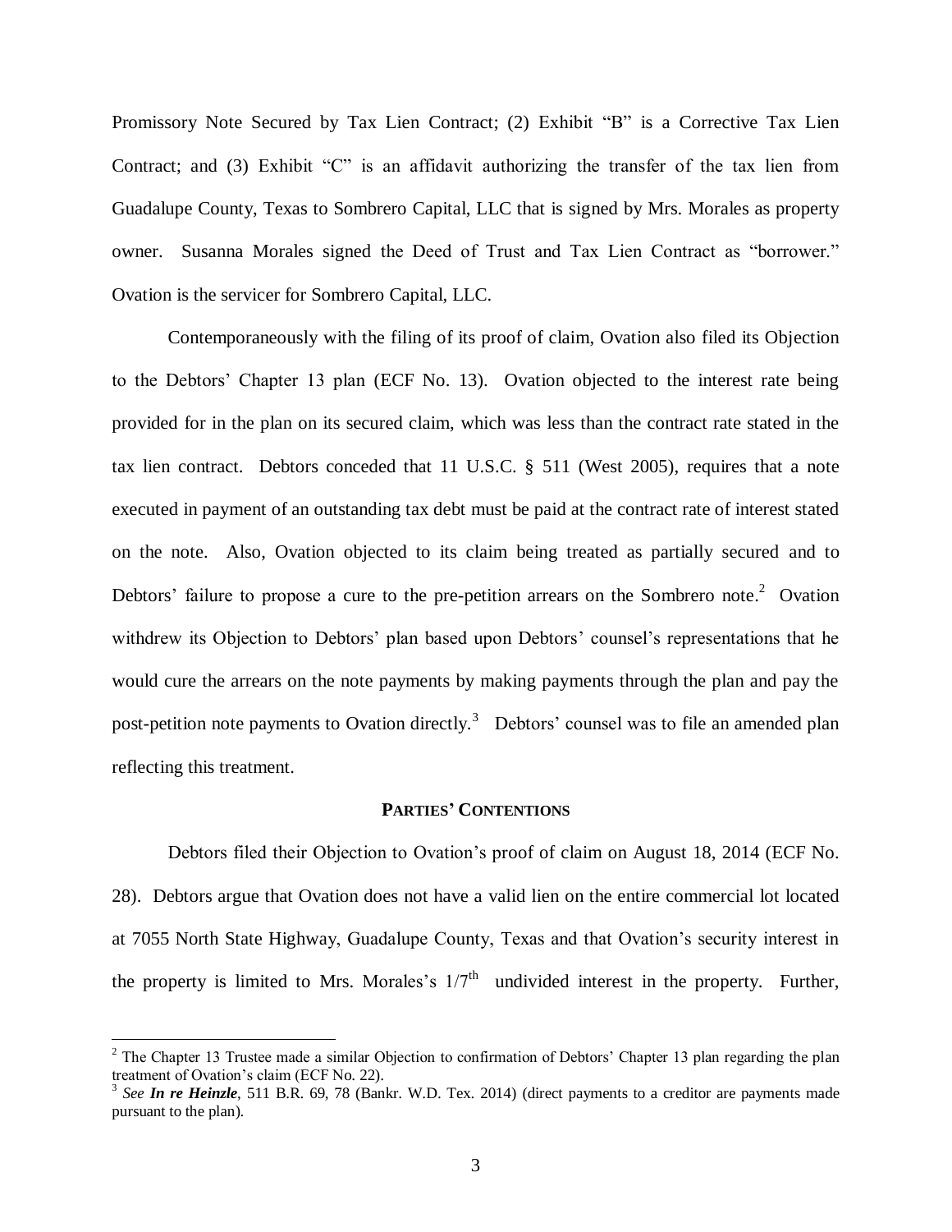Promissory Note Secured by Tax Lien Contract; (2) Exhibit "B" is a Corrective Tax Lien Contract; and (3) Exhibit "C" is an affidavit authorizing the transfer of the tax lien from Guadalupe County, Texas to Sombrero Capital, LLC that is signed by Mrs. Morales as property owner. Susanna Morales signed the Deed of Trust and Tax Lien Contract as "borrower." Ovation is the servicer for Sombrero Capital, LLC.

Contemporaneously with the filing of its proof of claim, Ovation also filed its Objection to the Debtors' Chapter 13 plan (ECF No. 13). Ovation objected to the interest rate being provided for in the plan on its secured claim, which was less than the contract rate stated in the tax lien contract. Debtors conceded that 11 U.S.C. § 511 (West 2005), requires that a note executed in payment of an outstanding tax debt must be paid at the contract rate of interest stated on the note. Also, Ovation objected to its claim being treated as partially secured and to Debtors' failure to propose a cure to the pre-petition arrears on the Sombrero note.[2] Ovation withdrew its Objection to Debtors' plan based upon Debtors' counsel's representations that he would cure the arrears on the note payments by making payments through the plan and pay the post-petition note payments to Ovation directly.[3] Debtors' counsel was to file an amended plan reflecting this treatment.

## PARTIES' CONTENTIONS

Debtors filed their Objection to Ovation's proof of claim on August 18, 2014 (ECF No. 28). Debtors argue that Ovation does not have a valid lien on the entire commercial lot located at 7055 North State Highway, Guadalupe County, Texas and that Ovation's security interest in the property is limited to Mrs. Morales's $1/7^{th}$ undivided interest in the property. Further,

---

[2] The Chapter 13 Trustee made a similar Objection to confirmation of Debtors' Chapter 13 plan regarding the plan treatment of Ovation's claim (ECF No. 22).

[3] *See* ***In re Heinzle***, 511 B.R. 69, 78 (Bankr. W.D. Tex. 2014) (direct payments to a creditor are payments made pursuant to the plan).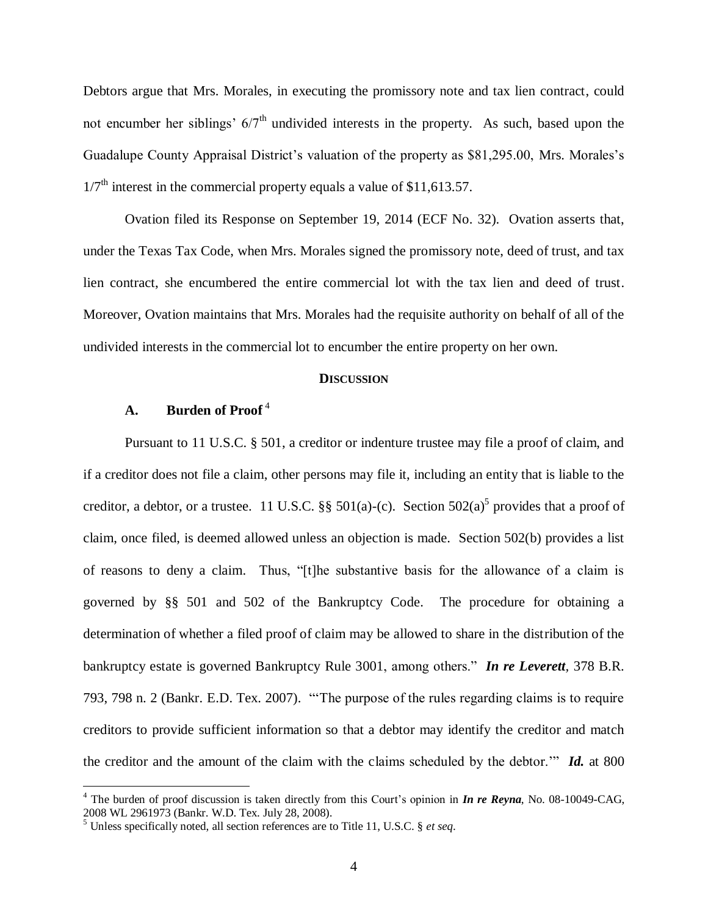Debtors argue that Mrs. Morales, in executing the promissory note and tax lien contract, could not encumber her siblings' 6/7th undivided interests in the property. As such, based upon the Guadalupe County Appraisal District's valuation of the property as $81,295.00, Mrs. Morales's 1/7th interest in the commercial property equals a value of $11,613.57.

Ovation filed its Response on September 19, 2014 (ECF No. 32). Ovation asserts that, under the Texas Tax Code, when Mrs. Morales signed the promissory note, deed of trust, and tax lien contract, she encumbered the entire commercial lot with the tax lien and deed of trust. Moreover, Ovation maintains that Mrs. Morales had the requisite authority on behalf of all of the undivided interests in the commercial lot to encumber the entire property on her own.

## DISCUSSION

### A. Burden of Proof [4]

Pursuant to 11 U.S.C. § 501, a creditor or indenture trustee may file a proof of claim, and if a creditor does not file a claim, other persons may file it, including an entity that is liable to the creditor, a debtor, or a trustee. 11 U.S.C. §§ 501(a)-(c). Section 502(a)[5] provides that a proof of claim, once filed, is deemed allowed unless an objection is made. Section 502(b) provides a list of reasons to deny a claim. Thus, "[t]he substantive basis for the allowance of a claim is governed by §§ 501 and 502 of the Bankruptcy Code. The procedure for obtaining a determination of whether a filed proof of claim may be allowed to share in the distribution of the bankruptcy estate is governed Bankruptcy Rule 3001, among others." ***In re Leverett***, 378 B.R. 793, 798 n. 2 (Bankr. E.D. Tex. 2007). "'The purpose of the rules regarding claims is to require creditors to provide sufficient information so that a debtor may identify the creditor and match the creditor and the amount of the claim with the claims scheduled by the debtor.'" ***Id.*** at 800

---

[4] The burden of proof discussion is taken directly from this Court's opinion in ***In re Reyna***, No. 08-10049-CAG, 2008 WL 2961973 (Bankr. W.D. Tex. July 28, 2008).

[5] Unless specifically noted, all section references are to Title 11, U.S.C. § *et seq*.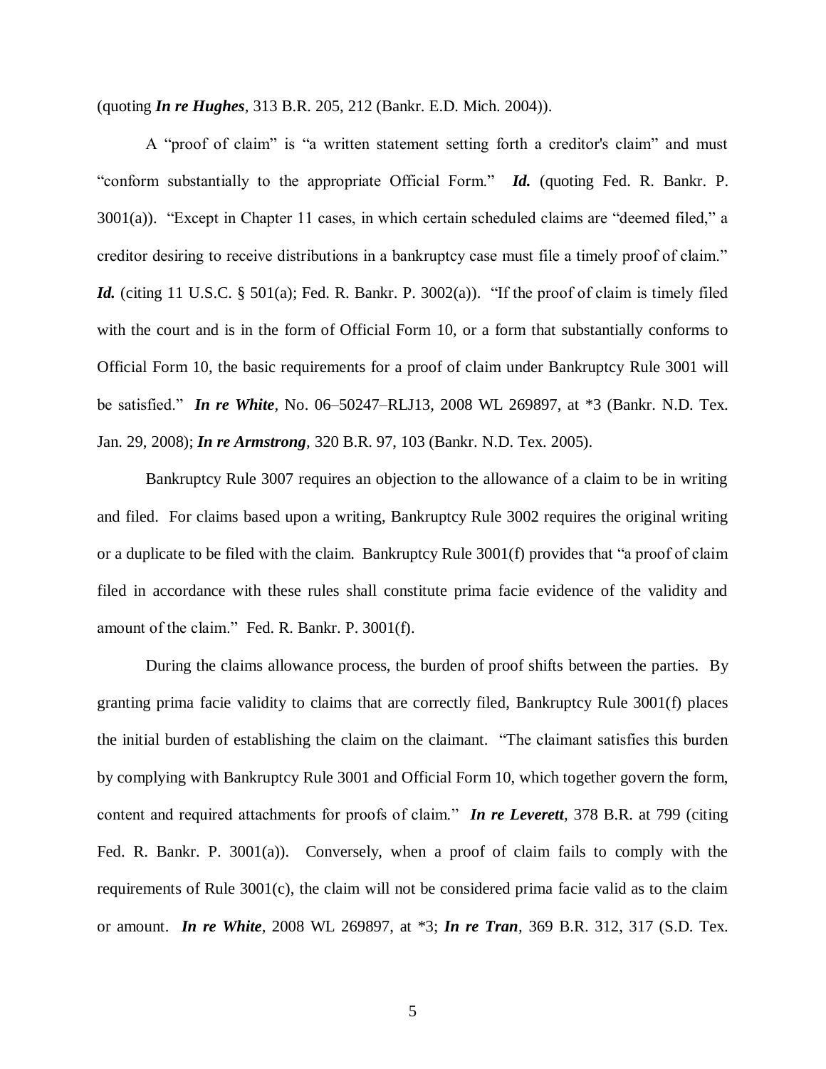(quoting ***In re Hughes***, 313 B.R. 205, 212 (Bankr. E.D. Mich. 2004)).

A "proof of claim" is "a written statement setting forth a creditor's claim" and must "conform substantially to the appropriate Official Form." ***Id.*** (quoting Fed. R. Bankr. P. 3001(a)). "Except in Chapter 11 cases, in which certain scheduled claims are "deemed filed," a creditor desiring to receive distributions in a bankruptcy case must file a timely proof of claim." ***Id.*** (citing 11 U.S.C. § 501(a); Fed. R. Bankr. P. 3002(a)). "If the proof of claim is timely filed with the court and is in the form of Official Form 10, or a form that substantially conforms to Official Form 10, the basic requirements for a proof of claim under Bankruptcy Rule 3001 will be satisfied." ***In re White***, No. 06–50247–RLJ13, 2008 WL 269897, at *3 (Bankr. N.D. Tex. Jan. 29, 2008); ***In re Armstrong***, 320 B.R. 97, 103 (Bankr. N.D. Tex. 2005).

Bankruptcy Rule 3007 requires an objection to the allowance of a claim to be in writing and filed. For claims based upon a writing, Bankruptcy Rule 3002 requires the original writing or a duplicate to be filed with the claim. Bankruptcy Rule 3001(f) provides that "a proof of claim filed in accordance with these rules shall constitute prima facie evidence of the validity and amount of the claim." Fed. R. Bankr. P. 3001(f).

During the claims allowance process, the burden of proof shifts between the parties. By granting prima facie validity to claims that are correctly filed, Bankruptcy Rule 3001(f) places the initial burden of establishing the claim on the claimant. "The claimant satisfies this burden by complying with Bankruptcy Rule 3001 and Official Form 10, which together govern the form, content and required attachments for proofs of claim." ***In re Leverett***, 378 B.R. at 799 (citing Fed. R. Bankr. P. 3001(a)). Conversely, when a proof of claim fails to comply with the requirements of Rule 3001(c), the claim will not be considered prima facie valid as to the claim or amount. ***In re White***, 2008 WL 269897, at *3; ***In re Tran***, 369 B.R. 312, 317 (S.D. Tex.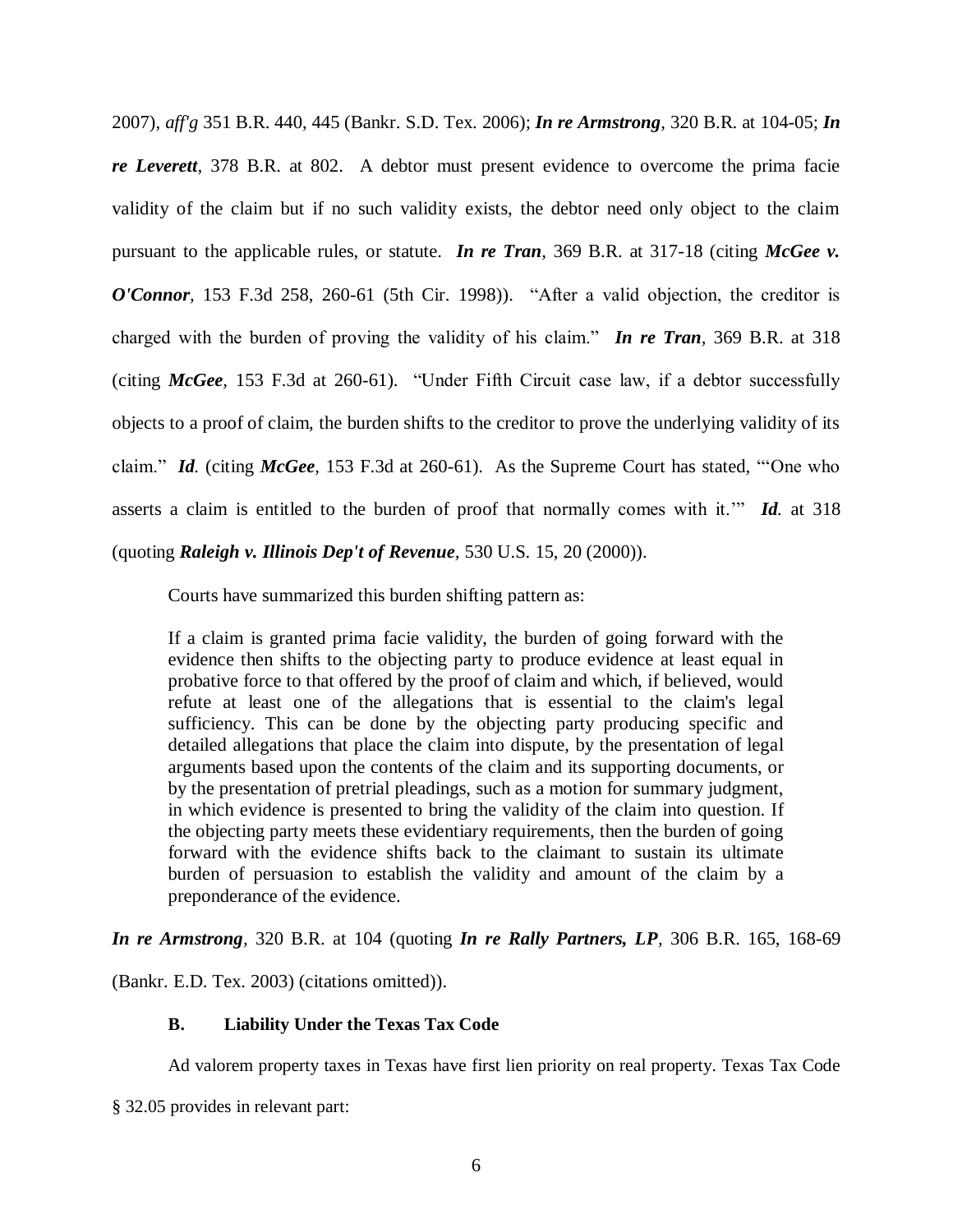2007), *aff'g* 351 B.R. 440, 445 (Bankr. S.D. Tex. 2006); ***In re Armstrong***, 320 B.R. at 104-05; ***In re Leverett***, 378 B.R. at 802. A debtor must present evidence to overcome the prima facie validity of the claim but if no such validity exists, the debtor need only object to the claim pursuant to the applicable rules, or statute. ***In re Tran***, 369 B.R. at 317-18 (citing ***McGee v. O'Connor***, 153 F.3d 258, 260-61 (5th Cir. 1998)). "After a valid objection, the creditor is charged with the burden of proving the validity of his claim." ***In re Tran***, 369 B.R. at 318 (citing ***McGee***, 153 F.3d at 260-61). "Under Fifth Circuit case law, if a debtor successfully objects to a proof of claim, the burden shifts to the creditor to prove the underlying validity of its claim." ***Id.*** (citing ***McGee***, 153 F.3d at 260-61). As the Supreme Court has stated, "'One who asserts a claim is entitled to the burden of proof that normally comes with it.'" ***Id.*** at 318 (quoting ***Raleigh v. Illinois Dep't of Revenue***, 530 U.S. 15, 20 (2000)).

Courts have summarized this burden shifting pattern as:

> If a claim is granted prima facie validity, the burden of going forward with the evidence then shifts to the objecting party to produce evidence at least equal in probative force to that offered by the proof of claim and which, if believed, would refute at least one of the allegations that is essential to the claim's legal sufficiency. This can be done by the objecting party producing specific and detailed allegations that place the claim into dispute, by the presentation of legal arguments based upon the contents of the claim and its supporting documents, or by the presentation of pretrial pleadings, such as a motion for summary judgment, in which evidence is presented to bring the validity of the claim into question. If the objecting party meets these evidentiary requirements, then the burden of going forward with the evidence shifts back to the claimant to sustain its ultimate burden of persuasion to establish the validity and amount of the claim by a preponderance of the evidence.

***In re Armstrong***, 320 B.R. at 104 (quoting ***In re Rally Partners, LP***, 306 B.R. 165, 168-69 (Bankr. E.D. Tex. 2003) (citations omitted)).

### B. Liability Under the Texas Tax Code

Ad valorem property taxes in Texas have first lien priority on real property. Texas Tax Code § 32.05 provides in relevant part: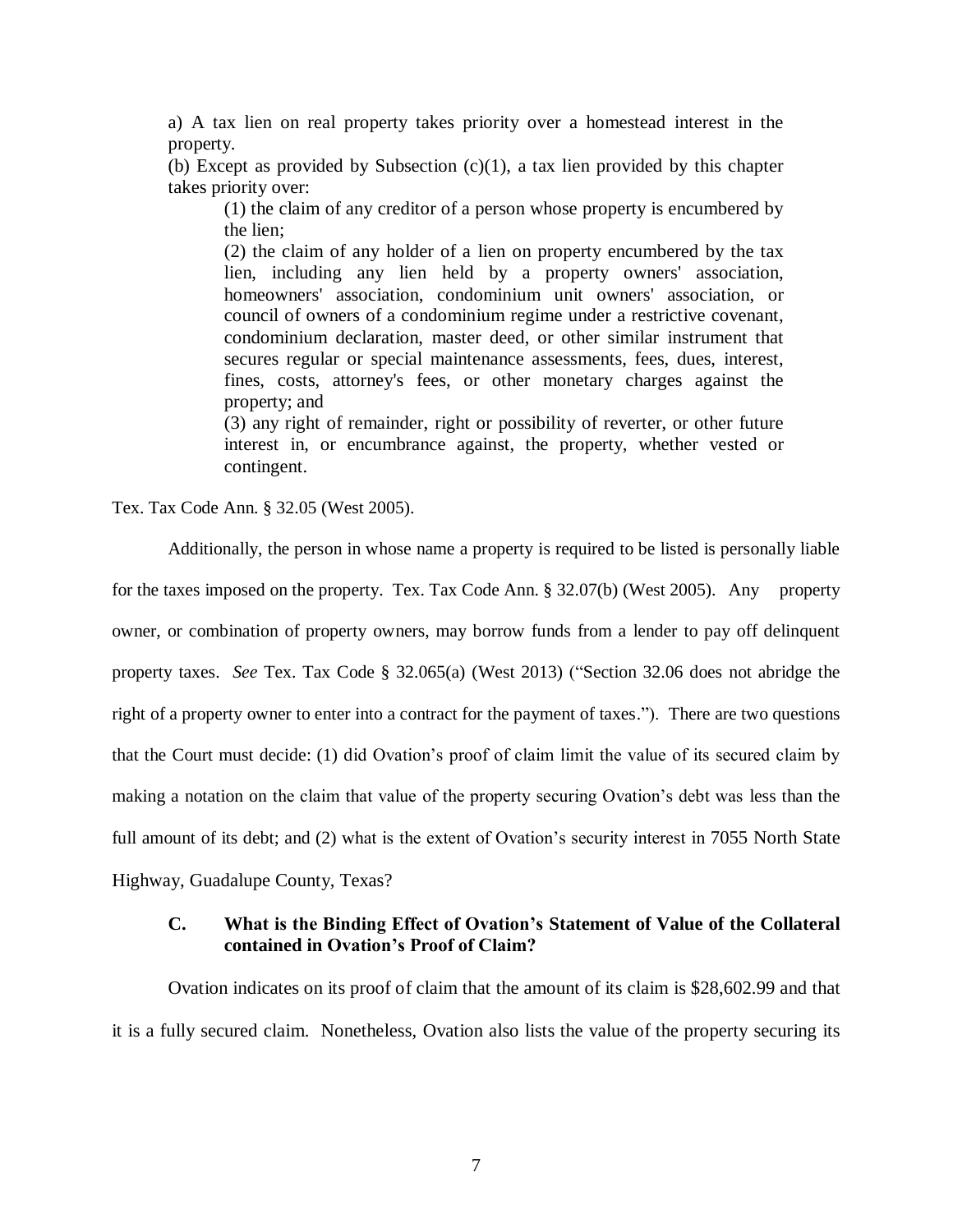> a) A tax lien on real property takes priority over a homestead interest in the property.
>
> (b) Except as provided by Subsection (c)(1), a tax lien provided by this chapter takes priority over:
>
> > (1) the claim of any creditor of a person whose property is encumbered by the lien;
> >
> > (2) the claim of any holder of a lien on property encumbered by the tax lien, including any lien held by a property owners' association, homeowners' association, condominium unit owners' association, or council of owners of a condominium regime under a restrictive covenant, condominium declaration, master deed, or other similar instrument that secures regular or special maintenance assessments, fees, dues, interest, fines, costs, attorney's fees, or other monetary charges against the property; and
> >
> > (3) any right of remainder, right or possibility of reverter, or other future interest in, or encumbrance against, the property, whether vested or contingent.

Tex. Tax Code Ann. § 32.05 (West 2005).

Additionally, the person in whose name a property is required to be listed is personally liable for the taxes imposed on the property. Tex. Tax Code Ann. § 32.07(b) (West 2005). Any property owner, or combination of property owners, may borrow funds from a lender to pay off delinquent property taxes. *See* Tex. Tax Code § 32.065(a) (West 2013) ("Section 32.06 does not abridge the right of a property owner to enter into a contract for the payment of taxes."). There are two questions that the Court must decide: (1) did Ovation's proof of claim limit the value of its secured claim by making a notation on the claim that value of the property securing Ovation's debt was less than the full amount of its debt; and (2) what is the extent of Ovation's security interest in 7055 North State Highway, Guadalupe County, Texas?

### C. What is the Binding Effect of Ovation's Statement of Value of the Collateral contained in Ovation's Proof of Claim?

Ovation indicates on its proof of claim that the amount of its claim is $28,602.99 and that it is a fully secured claim. Nonetheless, Ovation also lists the value of the property securing its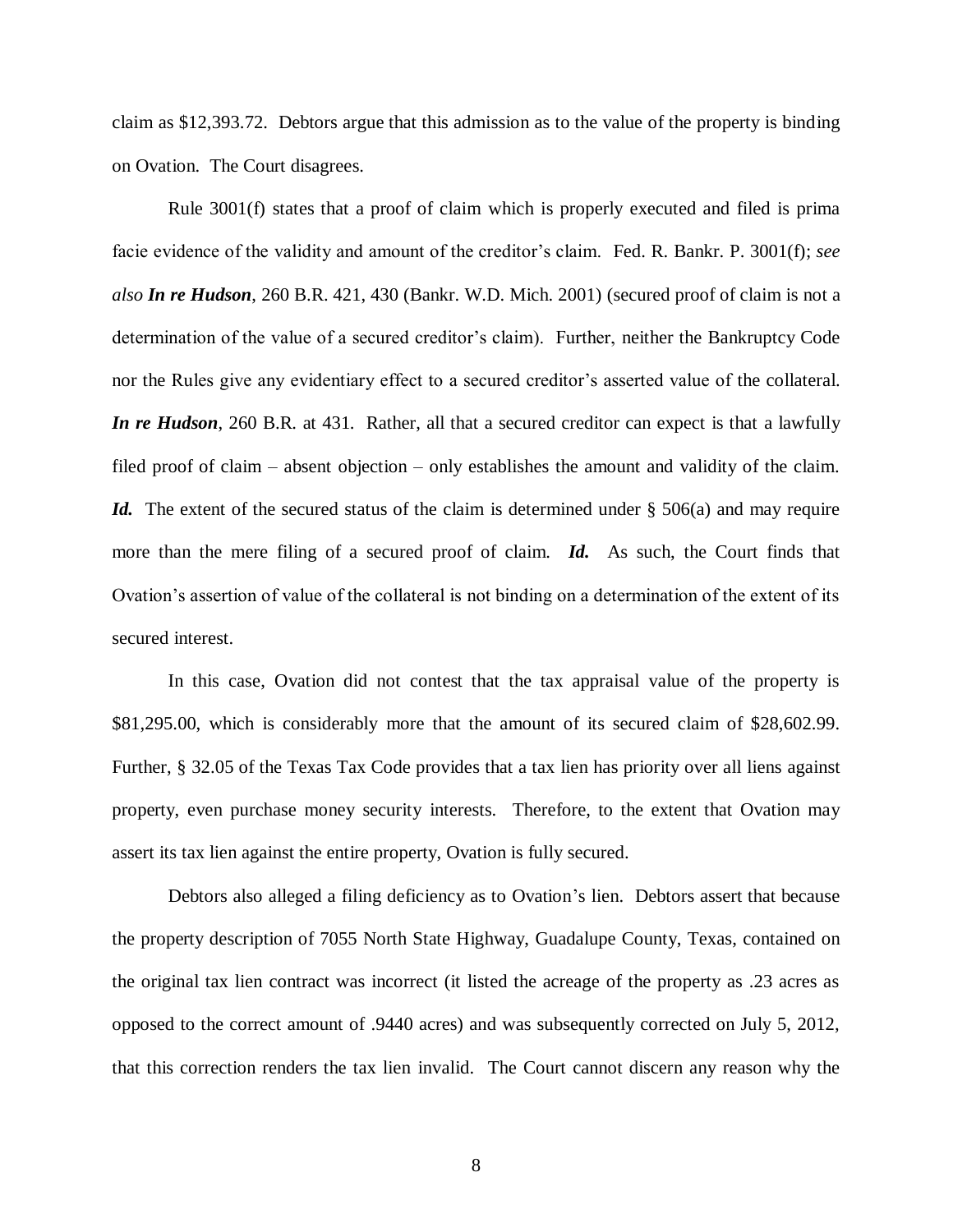claim as $12,393.72. Debtors argue that this admission as to the value of the property is binding on Ovation. The Court disagrees.

Rule 3001(f) states that a proof of claim which is properly executed and filed is prima facie evidence of the validity and amount of the creditor's claim. Fed. R. Bankr. P. 3001(f); *see also* ***In re Hudson***, 260 B.R. 421, 430 (Bankr. W.D. Mich. 2001) (secured proof of claim is not a determination of the value of a secured creditor's claim). Further, neither the Bankruptcy Code nor the Rules give any evidentiary effect to a secured creditor's asserted value of the collateral. ***In re Hudson***, 260 B.R. at 431. Rather, all that a secured creditor can expect is that a lawfully filed proof of claim – absent objection – only establishes the amount and validity of the claim. ***Id.*** The extent of the secured status of the claim is determined under § 506(a) and may require more than the mere filing of a secured proof of claim. ***Id.*** As such, the Court finds that Ovation's assertion of value of the collateral is not binding on a determination of the extent of its secured interest.

In this case, Ovation did not contest that the tax appraisal value of the property is $81,295.00, which is considerably more that the amount of its secured claim of $28,602.99. Further, § 32.05 of the Texas Tax Code provides that a tax lien has priority over all liens against property, even purchase money security interests. Therefore, to the extent that Ovation may assert its tax lien against the entire property, Ovation is fully secured.

Debtors also alleged a filing deficiency as to Ovation's lien. Debtors assert that because the property description of 7055 North State Highway, Guadalupe County, Texas, contained on the original tax lien contract was incorrect (it listed the acreage of the property as .23 acres as opposed to the correct amount of .9440 acres) and was subsequently corrected on July 5, 2012, that this correction renders the tax lien invalid. The Court cannot discern any reason why the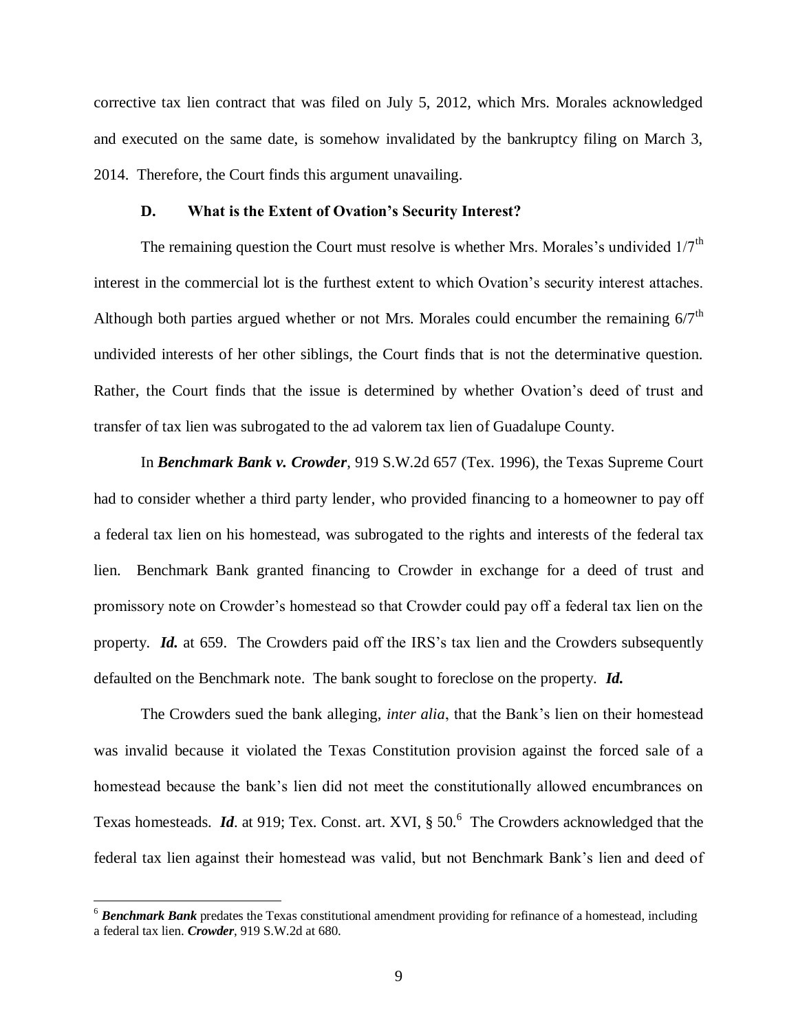corrective tax lien contract that was filed on July 5, 2012, which Mrs. Morales acknowledged and executed on the same date, is somehow invalidated by the bankruptcy filing on March 3, 2014. Therefore, the Court finds this argument unavailing.

### D. What is the Extent of Ovation's Security Interest?

The remaining question the Court must resolve is whether Mrs. Morales's undivided 1/7th interest in the commercial lot is the furthest extent to which Ovation's security interest attaches. Although both parties argued whether or not Mrs. Morales could encumber the remaining 6/7th undivided interests of her other siblings, the Court finds that is not the determinative question. Rather, the Court finds that the issue is determined by whether Ovation's deed of trust and transfer of tax lien was subrogated to the ad valorem tax lien of Guadalupe County.

In ***Benchmark Bank v. Crowder***, 919 S.W.2d 657 (Tex. 1996), the Texas Supreme Court had to consider whether a third party lender, who provided financing to a homeowner to pay off a federal tax lien on his homestead, was subrogated to the rights and interests of the federal tax lien. Benchmark Bank granted financing to Crowder in exchange for a deed of trust and promissory note on Crowder's homestead so that Crowder could pay off a federal tax lien on the property. ***Id.*** at 659. The Crowders paid off the IRS's tax lien and the Crowders subsequently defaulted on the Benchmark note. The bank sought to foreclose on the property. ***Id.***

The Crowders sued the bank alleging, *inter alia*, that the Bank's lien on their homestead was invalid because it violated the Texas Constitution provision against the forced sale of a homestead because the bank's lien did not meet the constitutionally allowed encumbrances on Texas homesteads. ***Id***. at 919; Tex. Const. art. XVI, § 50.[6] The Crowders acknowledged that the federal tax lien against their homestead was valid, but not Benchmark Bank's lien and deed of

---

[6] ***Benchmark Bank*** predates the Texas constitutional amendment providing for refinance of a homestead, including a federal tax lien. ***Crowder***, 919 S.W.2d at 680.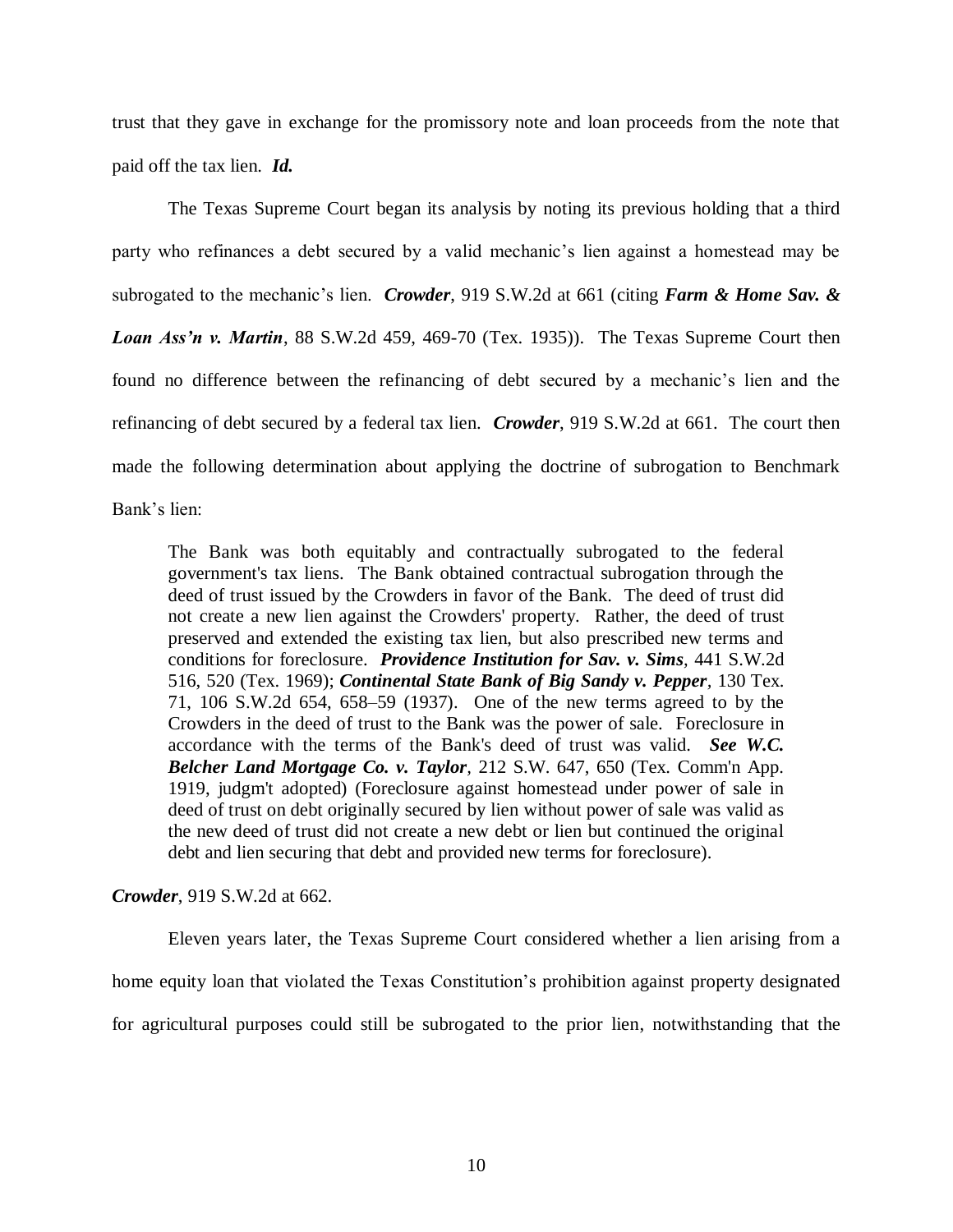trust that they gave in exchange for the promissory note and loan proceeds from the note that paid off the tax lien. ***Id.***

The Texas Supreme Court began its analysis by noting its previous holding that a third party who refinances a debt secured by a valid mechanic's lien against a homestead may be subrogated to the mechanic's lien. ***Crowder***, 919 S.W.2d at 661 (citing ***Farm & Home Sav. & Loan Ass'n v. Martin***, 88 S.W.2d 459, 469-70 (Tex. 1935)). The Texas Supreme Court then found no difference between the refinancing of debt secured by a mechanic's lien and the refinancing of debt secured by a federal tax lien. ***Crowder***, 919 S.W.2d at 661. The court then made the following determination about applying the doctrine of subrogation to Benchmark Bank's lien:

> The Bank was both equitably and contractually subrogated to the federal government's tax liens. The Bank obtained contractual subrogation through the deed of trust issued by the Crowders in favor of the Bank. The deed of trust did not create a new lien against the Crowders' property. Rather, the deed of trust preserved and extended the existing tax lien, but also prescribed new terms and conditions for foreclosure. ***Providence Institution for Sav. v. Sims***, 441 S.W.2d 516, 520 (Tex. 1969); ***Continental State Bank of Big Sandy v. Pepper***, 130 Tex. 71, 106 S.W.2d 654, 658–59 (1937). One of the new terms agreed to by the Crowders in the deed of trust to the Bank was the power of sale. Foreclosure in accordance with the terms of the Bank's deed of trust was valid. ***See W.C. Belcher Land Mortgage Co. v. Taylor***, 212 S.W. 647, 650 (Tex. Comm'n App. 1919, judgm't adopted) (Foreclosure against homestead under power of sale in deed of trust on debt originally secured by lien without power of sale was valid as the new deed of trust did not create a new debt or lien but continued the original debt and lien securing that debt and provided new terms for foreclosure).

***Crowder***, 919 S.W.2d at 662.

Eleven years later, the Texas Supreme Court considered whether a lien arising from a home equity loan that violated the Texas Constitution's prohibition against property designated for agricultural purposes could still be subrogated to the prior lien, notwithstanding that the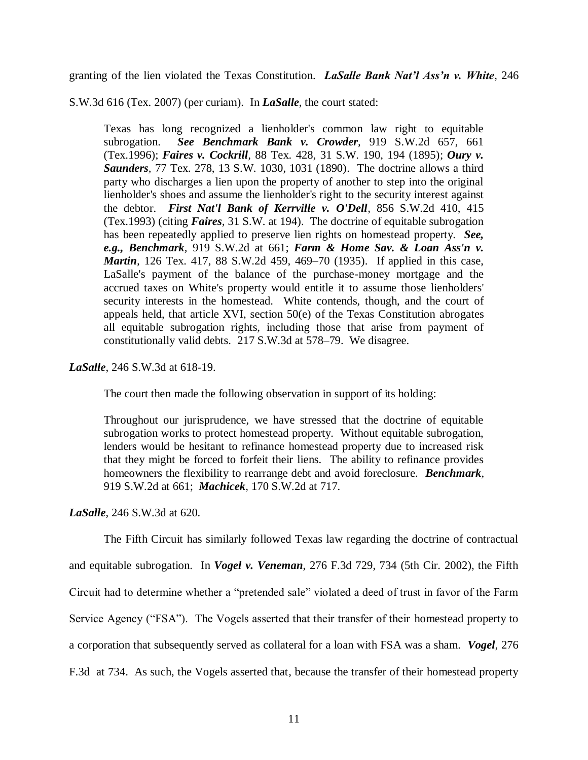granting of the lien violated the Texas Constitution. ***LaSalle Bank Nat'l Ass'n v. White***, 246 S.W.3d 616 (Tex. 2007) (per curiam). In ***LaSalle***, the court stated:

> Texas has long recognized a lienholder's common law right to equitable subrogation. ***See Benchmark Bank v. Crowder***, 919 S.W.2d 657, 661 (Tex.1996); ***Faires v. Cockrill***, 88 Tex. 428, 31 S.W. 190, 194 (1895); ***Oury v. Saunders***, 77 Tex. 278, 13 S.W. 1030, 1031 (1890). The doctrine allows a third party who discharges a lien upon the property of another to step into the original lienholder's shoes and assume the lienholder's right to the security interest against the debtor. ***First Nat'l Bank of Kerrville v. O'Dell***, 856 S.W.2d 410, 415 (Tex.1993) (citing ***Faires***, 31 S.W. at 194). The doctrine of equitable subrogation has been repeatedly applied to preserve lien rights on homestead property. ***See, e.g., Benchmark***, 919 S.W.2d at 661; ***Farm & Home Sav. & Loan Ass'n v. Martin***, 126 Tex. 417, 88 S.W.2d 459, 469–70 (1935). If applied in this case, LaSalle's payment of the balance of the purchase-money mortgage and the accrued taxes on White's property would entitle it to assume those lienholders' security interests in the homestead. White contends, though, and the court of appeals held, that article XVI, section 50(e) of the Texas Constitution abrogates all equitable subrogation rights, including those that arise from payment of constitutionally valid debts. 217 S.W.3d at 578–79. We disagree.

***LaSalle***, 246 S.W.3d at 618-19.

The court then made the following observation in support of its holding:

> Throughout our jurisprudence, we have stressed that the doctrine of equitable subrogation works to protect homestead property. Without equitable subrogation, lenders would be hesitant to refinance homestead property due to increased risk that they might be forced to forfeit their liens. The ability to refinance provides homeowners the flexibility to rearrange debt and avoid foreclosure. ***Benchmark***, 919 S.W.2d at 661; ***Machicek***, 170 S.W.2d at 717.

***LaSalle***, 246 S.W.3d at 620.

The Fifth Circuit has similarly followed Texas law regarding the doctrine of contractual and equitable subrogation. In ***Vogel v. Veneman***, 276 F.3d 729, 734 (5th Cir. 2002), the Fifth Circuit had to determine whether a "pretended sale" violated a deed of trust in favor of the Farm Service Agency ("FSA"). The Vogels asserted that their transfer of their homestead property to a corporation that subsequently served as collateral for a loan with FSA was a sham. ***Vogel***, 276 F.3d at 734. As such, the Vogels asserted that, because the transfer of their homestead property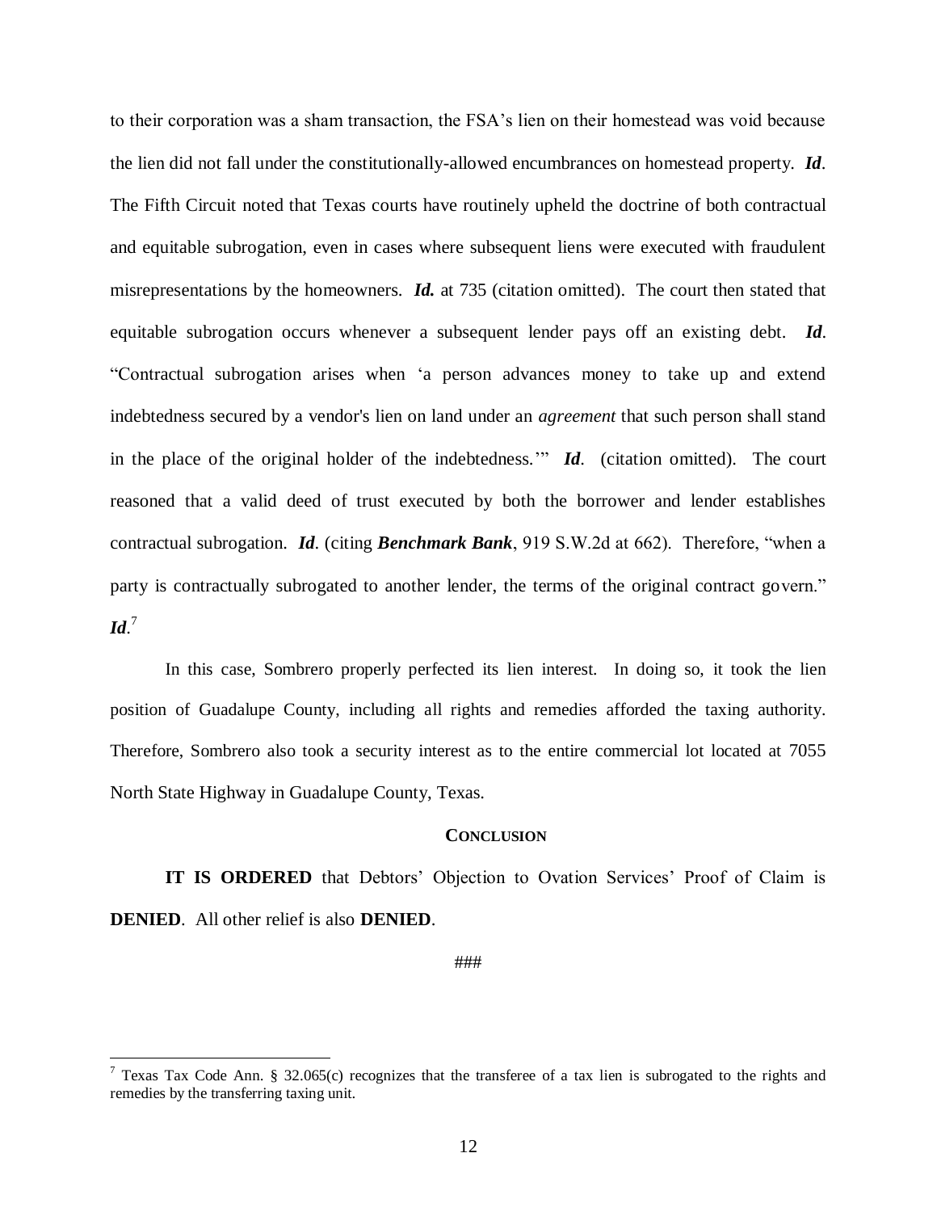to their corporation was a sham transaction, the FSA's lien on their homestead was void because the lien did not fall under the constitutionally-allowed encumbrances on homestead property. ***Id***. The Fifth Circuit noted that Texas courts have routinely upheld the doctrine of both contractual and equitable subrogation, even in cases where subsequent liens were executed with fraudulent misrepresentations by the homeowners. ***Id.*** at 735 (citation omitted). The court then stated that equitable subrogation occurs whenever a subsequent lender pays off an existing debt. ***Id***. "Contractual subrogation arises when 'a person advances money to take up and extend indebtedness secured by a vendor's lien on land under an *agreement* that such person shall stand in the place of the original holder of the indebtedness.'" ***Id***. (citation omitted). The court reasoned that a valid deed of trust executed by both the borrower and lender establishes contractual subrogation. ***Id***. (citing ***Benchmark Bank***, 919 S.W.2d at 662). Therefore, "when a party is contractually subrogated to another lender, the terms of the original contract govern." ***Id***.[7]

In this case, Sombrero properly perfected its lien interest. In doing so, it took the lien position of Guadalupe County, including all rights and remedies afforded the taxing authority. Therefore, Sombrero also took a security interest as to the entire commercial lot located at 7055 North State Highway in Guadalupe County, Texas.

## CONCLUSION

**IT IS ORDERED** that Debtors' Objection to Ovation Services' Proof of Claim is **DENIED**. All other relief is also **DENIED**.

###

---

[7] Texas Tax Code Ann. § 32.065(c) recognizes that the transferee of a tax lien is subrogated to the rights and remedies by the transferring taxing unit.